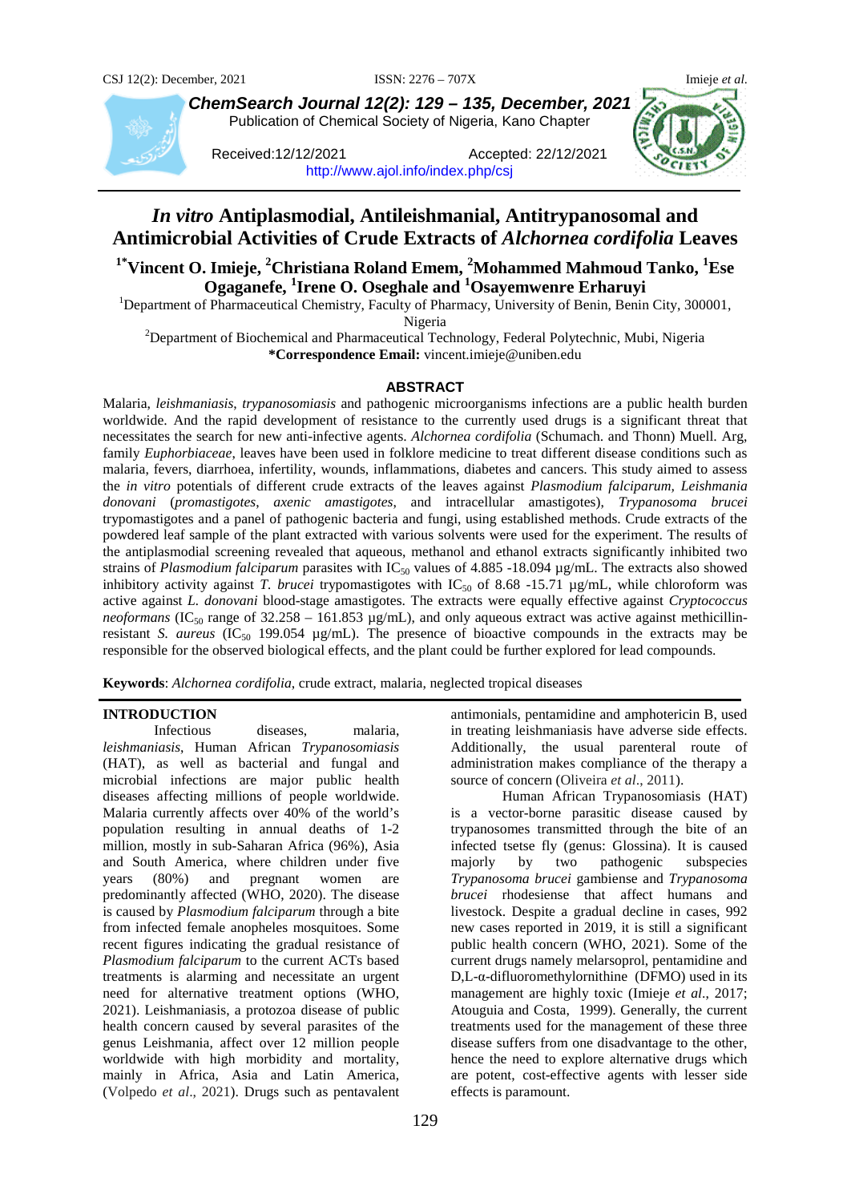ChemSearch Journal 12(2): 129 – 135, December, 2021
Publication of Chemical Society of Nigeria, Kano Chapter

Received:12/12/2021 Accepted: 22/12/2021
http://www.ajol.info/index.php/csj

# *In vitro* Antiplasmodial, Antileishmanial, Antitrypanosomal and Antimicrobial Activities of Crude Extracts of *Alchornea cordifolia* Leaves

**[1*]Vincent O. Imieje, [2]Christiana Roland Emem, [2]Mohammed Mahmoud Tanko, [1]Ese Ogaganefe, [1]Irene O. Oseghale and [1]Osayemwenre Erharuyi**

[1]Department of Pharmaceutical Chemistry, Faculty of Pharmacy, University of Benin, Benin City, 300001, Nigeria

[2]Department of Biochemical and Pharmaceutical Technology, Federal Polytechnic, Mubi, Nigeria

**\*Correspondence Email:** vincent.imieje@uniben.edu

## ABSTRACT

Malaria, *leishmaniasis*, *trypanosomiasis* and pathogenic microorganisms infections are a public health burden worldwide. And the rapid development of resistance to the currently used drugs is a significant threat that necessitates the search for new anti-infective agents. *Alchornea cordifolia* (Schumach. and Thonn) Muell. Arg, family *Euphorbiaceae*, leaves have been used in folklore medicine to treat different disease conditions such as malaria, fevers, diarrhoea, infertility, wounds, inflammations, diabetes and cancers. This study aimed to assess the *in vitro* potentials of different crude extracts of the leaves against *Plasmodium falciparum, Leishmania donovani* (*promastigotes*, *axenic amastigotes*, and intracellular amastigotes), *Trypanosoma brucei* trypomastigotes and a panel of pathogenic bacteria and fungi, using established methods. Crude extracts of the powdered leaf sample of the plant extracted with various solvents were used for the experiment. The results of the antiplasmodial screening revealed that aqueous, methanol and ethanol extracts significantly inhibited two strains of *Plasmodium falciparum* parasites with $IC_{50}$ values of 4.885 -18.094 µg/mL. The extracts also showed inhibitory activity against *T. brucei* trypomastigotes with $IC_{50}$ of 8.68 -15.71 µg/mL, while chloroform was active against *L. donovani* blood-stage amastigotes. The extracts were equally effective against *Cryptococcus neoformans* ($IC_{50}$ range of 32.258 – 161.853 µg/mL), and only aqueous extract was active against methicillin-resistant *S. aureus* ($IC_{50}$ 199.054 µg/mL). The presence of bioactive compounds in the extracts may be responsible for the observed biological effects, and the plant could be further explored for lead compounds.

**Keywords**: *Alchornea cordifolia*, crude extract, malaria, neglected tropical diseases

## INTRODUCTION

Infectious diseases, malaria, *leishmaniasis*, Human African *Trypanosomiasis* (HAT), as well as bacterial and fungal and microbial infections are major public health diseases affecting millions of people worldwide. Malaria currently affects over 40% of the world's population resulting in annual deaths of 1-2 million, mostly in sub-Saharan Africa (96%), Asia and South America, where children under five years (80%) and pregnant women are predominantly affected (WHO, 2020). The disease is caused by *Plasmodium falciparum* through a bite from infected female anopheles mosquitoes. Some recent figures indicating the gradual resistance of *Plasmodium falciparum* to the current ACTs based treatments is alarming and necessitate an urgent need for alternative treatment options (WHO, 2021). Leishmaniasis, a protozoa disease of public health concern caused by several parasites of the genus Leishmania, affect over 12 million people worldwide with high morbidity and mortality, mainly in Africa, Asia and Latin America, (Volpedo *et al*., 2021). Drugs such as pentavalent antimonials, pentamidine and amphotericin B, used in treating leishmaniasis have adverse side effects. Additionally, the usual parenteral route of administration makes compliance of the therapy a source of concern (Oliveira *et al*., 2011).

Human African Trypanosomiasis (HAT) is a vector-borne parasitic disease caused by trypanosomes transmitted through the bite of an infected tsetse fly (genus: Glossina). It is caused majorly by two pathogenic subspecies *Trypanosoma brucei* gambiense and *Trypanosoma brucei* rhodesiense that affect humans and livestock. Despite a gradual decline in cases, 992 new cases reported in 2019, it is still a significant public health concern (WHO, 2021). Some of the current drugs namely melarsoprol, pentamidine and D,L-α-difluoromethylornithine (DFMO) used in its management are highly toxic (Imieje *et al*., 2017; Atouguia and Costa, 1999). Generally, the current treatments used for the management of these three disease suffers from one disadvantage to the other, hence the need to explore alternative drugs which are potent, cost-effective agents with lesser side effects is paramount.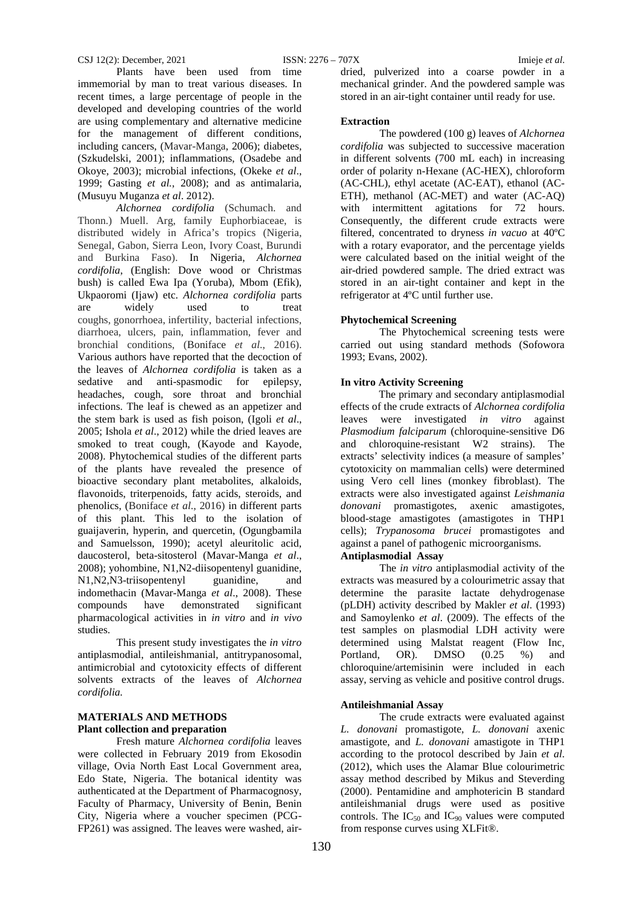Plants have been used from time immemorial by man to treat various diseases. In recent times, a large percentage of people in the developed and developing countries of the world are using complementary and alternative medicine for the management of different conditions, including cancers, (Mavar-Manga, 2006); diabetes, (Szkudelski, 2001); inflammations, (Osadebe and Okoye, 2003); microbial infections, (Okeke *et al*., 1999; Gasting *et al.*, 2008); and as antimalaria, (Musuyu Muganza *et al*. 2012).

*Alchornea cordifolia* (Schumach. and Thonn.) Muell. Arg, family Euphorbiaceae, is distributed widely in Africa's tropics (Nigeria, Senegal, Gabon, Sierra Leon, Ivory Coast, Burundi and Burkina Faso). In Nigeria, *Alchornea cordifolia*, (English: Dove wood or Christmas bush) is called Ewa Ipa (Yoruba), Mbom (Efik), Ukpaoromi (Ijaw) etc. *Alchornea cordifolia* parts are widely used to treat coughs, gonorrhoea, infertility, bacterial infections, diarrhoea, ulcers, pain, inflammation, fever and bronchial conditions, (Boniface *et al*., 2016). Various authors have reported that the decoction of the leaves of *Alchornea cordifolia* is taken as a sedative and anti-spasmodic for epilepsy, headaches, cough, sore throat and bronchial infections. The leaf is chewed as an appetizer and the stem bark is used as fish poison, (Igoli *et al*., 2005; Ishola *et al*., 2012) while the dried leaves are smoked to treat cough, (Kayode and Kayode, 2008). Phytochemical studies of the different parts of the plants have revealed the presence of bioactive secondary plant metabolites, alkaloids, flavonoids, triterpenoids, fatty acids, steroids, and phenolics, (Boniface *et al*., 2016) in different parts of this plant. This led to the isolation of guaijaverin, hyperin, and quercetin, (Ogungbamila and Samuelsson, 1990); acetyl aleuritolic acid, daucosterol, beta-sitosterol (Mavar-Manga *et al*., 2008); yohombine, N1,N2-diisopentenyl guanidine, N1,N2,N3-triisopentenyl guanidine, and indomethacin (Mavar-Manga *et al*., 2008). These compounds have demonstrated significant pharmacological activities in *in vitro* and *in vivo* studies.

This present study investigates the *in vitro* antiplasmodial, antileishmanial, antitrypanosomal, antimicrobial and cytotoxicity effects of different solvents extracts of the leaves of *Alchornea cordifolia.*

## MATERIALS AND METHODS

### Plant collection and preparation

Fresh mature *Alchornea cordifolia* leaves were collected in February 2019 from Ekosodin village, Ovia North East Local Government area, Edo State, Nigeria. The botanical identity was authenticated at the Department of Pharmacognosy, Faculty of Pharmacy, University of Benin, Benin City, Nigeria where a voucher specimen (PCG-FP261) was assigned. The leaves were washed, air-dried, pulverized into a coarse powder in a mechanical grinder. And the powdered sample was stored in an air-tight container until ready for use.

### Extraction

The powdered (100 g) leaves of *Alchornea cordifolia* was subjected to successive maceration in different solvents (700 mL each) in increasing order of polarity n-Hexane (AC-HEX), chloroform (AC-CHL), ethyl acetate (AC-EAT), ethanol (AC-ETH), methanol (AC-MET) and water (AC-AQ) with intermittent agitations for 72 hours. Consequently, the different crude extracts were filtered, concentrated to dryness *in vacuo* at 40ºC with a rotary evaporator, and the percentage yields were calculated based on the initial weight of the air-dried powdered sample. The dried extract was stored in an air-tight container and kept in the refrigerator at 4ºC until further use.

### Phytochemical Screening

The Phytochemical screening tests were carried out using standard methods (Sofowora 1993; Evans, 2002).

### In vitro Activity Screening

The primary and secondary antiplasmodial effects of the crude extracts of *Alchornea cordifolia* leaves were investigated *in vitro* against *Plasmodium falciparum* (chloroquine-sensitive D6 and chloroquine-resistant W2 strains). The extracts' selectivity indices (a measure of samples' cytotoxicity on mammalian cells) were determined using Vero cell lines (monkey fibroblast). The extracts were also investigated against *Leishmania donovani* promastigotes, axenic amastigotes, blood-stage amastigotes (amastigotes in THP1 cells); *Trypanosoma brucei* promastigotes and against a panel of pathogenic microorganisms.

### Antiplasmodial Assay

The *in vitro* antiplasmodial activity of the extracts was measured by a colourimetric assay that determine the parasite lactate dehydrogenase (pLDH) activity described by Makler *et al*. (1993) and Samoylenko *et al*. (2009). The effects of the test samples on plasmodial LDH activity were determined using Malstat reagent (Flow Inc, Portland, OR). DMSO (0.25 %) and chloroquine/artemisinin were included in each assay, serving as vehicle and positive control drugs.

### Antileishmanial Assay

The crude extracts were evaluated against *L. donovani* promastigote, *L. donovani* axenic amastigote, and *L. donovani* amastigote in THP1 according to the protocol described by Jain *et al.* (2012), which uses the Alamar Blue colourimetric assay method described by Mikus and Steverding (2000). Pentamidine and amphotericin B standard antileishmanial drugs were used as positive controls. The $IC_{50}$ and $IC_{90}$ values were computed from response curves using XLFit®.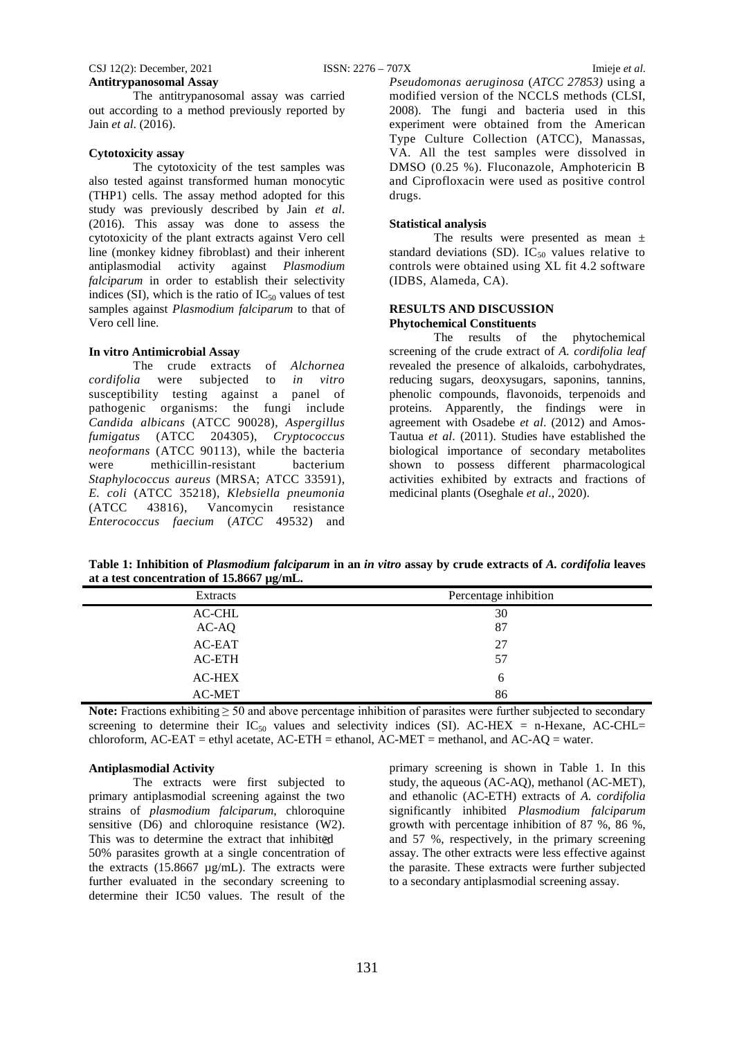**Antitrypanosomal Assay**

The antitrypanosomal assay was carried out according to a method previously reported by Jain *et al.* (2016).

**Cytotoxicity assay**

The cytotoxicity of the test samples was also tested against transformed human monocytic (THP1) cells. The assay method adopted for this study was previously described by Jain *et al.* (2016). This assay was done to assess the cytotoxicity of the plant extracts against Vero cell line (monkey kidney fibroblast) and their inherent antiplasmodial activity against *Plasmodium falciparum* in order to establish their selectivity indices (SI), which is the ratio of $IC_{50}$ values of test samples against *Plasmodium falciparum* to that of Vero cell line.

**In vitro Antimicrobial Assay**

The crude extracts of *Alchornea cordifolia* were subjected to *in vitro* susceptibility testing against a panel of pathogenic organisms: the fungi include *Candida albicans* (ATCC 90028), *Aspergillus fumigatus* (ATCC 204305), *Cryptococcus neoformans* (ATCC 90113), while the bacteria were methicillin-resistant bacterium *Staphylococcus aureus* (MRSA; ATCC 33591), *E. coli* (ATCC 35218), *Klebsiella pneumonia* (ATCC 43816), Vancomycin resistance *Enterococcus faecium* (*ATCC* 49532) and *Pseudomonas aeruginosa* (*ATCC 27853)* using a modified version of the NCCLS methods (CLSI, 2008). The fungi and bacteria used in this experiment were obtained from the American Type Culture Collection (ATCC), Manassas, VA. All the test samples were dissolved in DMSO (0.25 %). Fluconazole, Amphotericin B and Ciprofloxacin were used as positive control drugs.

**Statistical analysis**

The results were presented as mean ± standard deviations (SD). $IC_{50}$ values relative to controls were obtained using XL fit 4.2 software (IDBS, Alameda, CA).

## RESULTS AND DISCUSSION

**Phytochemical Constituents**

The results of the phytochemical screening of the crude extract of *A. cordifolia leaf* revealed the presence of alkaloids, carbohydrates, reducing sugars, deoxysugars, saponins, tannins, phenolic compounds, flavonoids, terpenoids and proteins. Apparently, the findings were in agreement with Osadebe *et al*. (2012) and Amos-Tautua *et al*. (2011). Studies have established the biological importance of secondary metabolites shown to possess different pharmacological activities exhibited by extracts and fractions of medicinal plants (Oseghale *et al*., 2020).

**Table 1: Inhibition of *Plasmodium falciparum* in an *in vitro* assay by crude extracts of *A. cordifolia* leaves at a test concentration of 15.8667 µg/mL.**

| Extracts | Percentage inhibition |
|---|---|
| AC-CHL | 30 |
| AC-AQ | 87 |
| AC-EAT | 27 |
| AC-ETH | 57 |
| AC-HEX | 6 |
| AC-MET | 86 |

**Note:** Fractions exhibiting ≥ 50 and above percentage inhibition of parasites were further subjected to secondary screening to determine their $IC_{50}$ values and selectivity indices (SI). AC-HEX = n-Hexane, AC-CHL= chloroform, AC-EAT = ethyl acetate, AC-ETH = ethanol, AC-MET = methanol, and AC-AQ = water.

**Antiplasmodial Activity**

The extracts were first subjected to primary antiplasmodial screening against the two strains of *plasmodium falciparum*, chloroquine sensitive (D6) and chloroquine resistance (W2). This was to determine the extract that inhibited 50% parasites growth at a single concentration of the extracts (15.8667 µg/mL). The extracts were further evaluated in the secondary screening to determine their IC50 values. The result of the primary screening is shown in Table 1. In this study, the aqueous (AC-AQ), methanol (AC-MET), and ethanolic (AC-ETH) extracts of *A. cordifolia* significantly inhibited *Plasmodium falciparum* growth with percentage inhibition of 87 %, 86 %, and 57 %, respectively, in the primary screening assay. The other extracts were less effective against the parasite. These extracts were further subjected to a secondary antiplasmodial screening assay.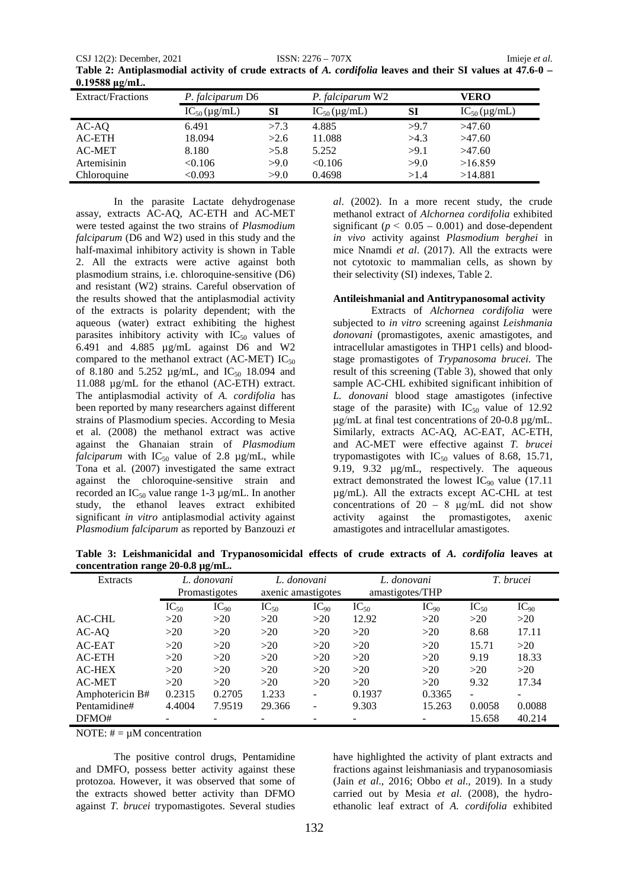**Table 2: Antiplasmodial activity of crude extracts of *A. cordifolia* leaves and their SI values at 47.6.0 – 0.19588 µg/mL.**

| Extract/Fractions | *P. falciparum* D6 | | *P. falciparum* W2 | | **VERO** |
|---|---|---|---|---|---|
| | $IC_{50}$ (µg/mL) | **SI** | $IC_{50}$ (µg/mL) | **SI** | $IC_{50}$ (µg/mL) |
| AC-AQ | 6.491 | >7.3 | 4.885 | >9.7 | >47.60 |
| AC-ETH | 18.094 | >2.6 | 11.088 | >4.3 | >47.60 |
| AC-MET | 8.180 | >5.8 | 5.252 | >9.1 | >47.60 |
| Artemisinin | <0.106 | >9.0 | <0.106 | >9.0 | >16.859 |
| Chloroquine | <0.093 | >9.0 | 0.4698 | >1.4 | >14.881 |

In the parasite Lactate dehydrogenase assay, extracts AC-AQ, AC-ETH and AC-MET were tested against the two strains of *Plasmodium falciparum* (D6 and W2) used in this study and the half-maximal inhibitory activity is shown in Table 2. All the extracts were active against both plasmodium strains, i.e. chloroquine-sensitive (D6) and resistant (W2) strains. Careful observation of the results showed that the antiplasmodial activity of the extracts is polarity dependent; with the aqueous (water) extract exhibiting the highest parasites inhibitory activity with $IC_{50}$ values of 6.491 and 4.885 µg/mL against D6 and W2 compared to the methanol extract (AC-MET) $IC_{50}$ of 8.180 and 5.252 µg/mL, and $IC_{50}$ 18.094 and 11.088 µg/mL for the ethanol (AC-ETH) extract. The antiplasmodial activity of *A. cordifolia* has been reported by many researchers against different strains of Plasmodium species. According to Mesia et al. (2008) the methanol extract was active against the Ghanaian strain of *Plasmodium falciparum* with $IC_{50}$ value of 2.8 µg/mL, while Tona et al. (2007) investigated the same extract against the chloroquine-sensitive strain and recorded an $IC_{50}$ value range 1-3 µg/mL. In another study, the ethanol leaves extract exhibited significant *in vitro* antiplasmodial activity against *Plasmodium falciparum* as reported by Banzouzi *et al*. (2002). In a more recent study, the crude methanol extract of *Alchornea cordifolia* exhibited significant ($p < 0.05 – 0.001$) and dose-dependent *in vivo* activity against *Plasmodium berghei* in mice Nnamdi *et al*. (2017). All the extracts were not cytotoxic to mammalian cells, as shown by their selectivity (SI) indexes, Table 2.

**Antileishmanial and Antitrypanosomal activity**

Extracts of *Alchornea cordifolia* were subjected to *in vitro* screening against *Leishmania donovani* (promastigotes, axenic amastigotes, and intracellular amastigotes in THP1 cells) and blood-stage promastigotes of *Trypanosoma brucei*. The result of this screening (Table 3), showed that only sample AC-CHL exhibited significant inhibition of *L. donovani* blood stage amastigotes (infective stage of the parasite) with $IC_{50}$ value of 12.92 µg/mL at final test concentrations of 20-0.8 µg/mL. Similarly, extracts AC-AQ, AC-EAT, AC-ETH, and AC-MET were effective against *T. brucei* trypomastigotes with $IC_{50}$ values of 8.68, 15.71, 9.19, 9.32 µg/mL, respectively. The aqueous extract demonstrated the lowest $IC_{90}$ value (17.11 µg/mL). All the extracts except AC-CHL at test concentrations of 20 – 8 µg/mL did not show activity against the promastigotes, axenic amastigotes and intracellular amastigotes.

**Table 3: Leishmanicidal and Trypanosomicidal effects of crude extracts of *A. cordifolia* leaves at concentration range 20-0.8 µg/mL.**

| Extracts | *L. donovani* Promastigotes | | *L. donovani* axenic amastigotes | | *L. donovani* amastigotes/THP | | *T. brucei* | |
|---|---|---|---|---|---|---|---|---|
| | $IC_{50}$ | $IC_{90}$ | $IC_{50}$ | $IC_{90}$ | $IC_{50}$ | $IC_{90}$ | $IC_{50}$ | $IC_{90}$ |
| AC-CHL | >20 | >20 | >20 | >20 | 12.92 | >20 | >20 | >20 |
| AC-AQ | >20 | >20 | >20 | >20 | >20 | >20 | 8.68 | 17.11 |
| AC-EAT | >20 | >20 | >20 | >20 | >20 | >20 | 15.71 | >20 |
| AC-ETH | >20 | >20 | >20 | >20 | >20 | >20 | 9.19 | 18.33 |
| AC-HEX | >20 | >20 | >20 | >20 | >20 | >20 | >20 | >20 |
| AC-MET | >20 | >20 | >20 | >20 | >20 | >20 | 9.32 | 17.34 |
| Amphotericin B# | 0.2315 | 0.2705 | 1.233 | - | 0.1937 | 0.3365 | - | - |
| Pentamidine# | 4.4004 | 7.9519 | 29.366 | - | 9.303 | 15.263 | 0.0058 | 0.0088 |
| DFMO# | - | - | - | - | - | - | 15.658 | 40.214 |

NOTE: # = µM concentration

The positive control drugs, Pentamidine and DMFO, possess better activity against these protozoa. However, it was observed that some of the extracts showed better activity than DFMO against *T. brucei* trypomastigotes. Several studies have highlighted the activity of plant extracts and fractions against leishmaniasis and trypanosomiasis (Jain *et al*., 2016; Obbo *et al*., 2019). In a study carried out by Mesia *et al*. (2008), the hydro-ethanolic leaf extract of *A. cordifolia* exhibited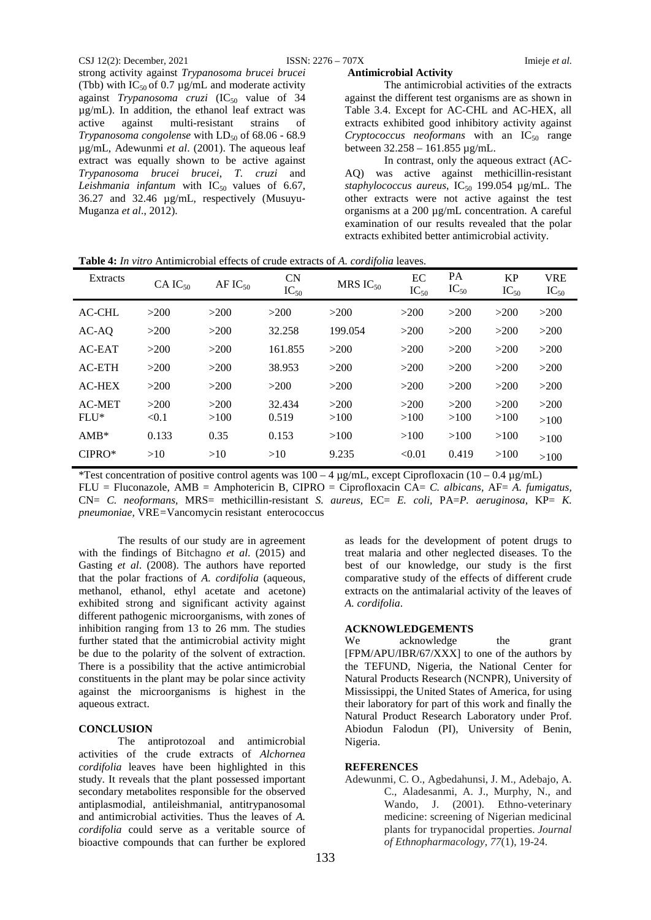strong activity against *Trypanosoma brucei brucei* (Tbb) with $IC_{50}$ of 0.7 µg/mL and moderate activity against *Trypanosoma cruzi* ($IC_{50}$ value of 34 µg/mL). In addition, the ethanol leaf extract was active against multi-resistant strains of *Trypanosoma congolense* with $LD_{50}$ of 68.06 - 68.9 µg/mL, Adewunmi *et al*. (2001). The aqueous leaf extract was equally shown to be active against *Trypanosoma brucei brucei*, *T. cruzi* and *Leishmania infantum* with $IC_{50}$ values of 6.67, 36.27 and 32.46 µg/mL, respectively (Musuyu-Muganza *et al*., 2012).

### Antimicrobial Activity

The antimicrobial activities of the extracts against the different test organisms are as shown in Table 3.4. Except for AC-CHL and AC-HEX, all extracts exhibited good inhibitory activity against *Cryptococcus neoformans* with an $IC_{50}$ range between 32.258 – 161.855 µg/mL.

In contrast, only the aqueous extract (AC-AQ) was active against methicillin-resistant *staphylococcus aureus*, $IC_{50}$ 199.054 µg/mL. The other extracts were not active against the test organisms at a 200 µg/mL concentration. A careful examination of our results revealed that the polar extracts exhibited better antimicrobial activity.

**Table 4:** *In vitro* Antimicrobial effects of crude extracts of *A. cordifolia* leaves.

| Extracts | CA $IC_{50}$ | AF $IC_{50}$ | CN $IC_{50}$ | MRS $IC_{50}$ | EC $IC_{50}$ | PA $IC_{50}$ | KP $IC_{50}$ | VRE $IC_{50}$ |
|---|---|---|---|---|---|---|---|---|
| AC-CHL | >200 | >200 | >200 | >200 | >200 | >200 | >200 | >200 |
| AC-AQ | >200 | >200 | 32.258 | 199.054 | >200 | >200 | >200 | >200 |
| AC-EAT | >200 | >200 | 161.855 | >200 | >200 | >200 | >200 | >200 |
| AC-ETH | >200 | >200 | 38.953 | >200 | >200 | >200 | >200 | >200 |
| AC-HEX | >200 | >200 | >200 | >200 | >200 | >200 | >200 | >200 |
| AC-MET | >200 | >200 | 32.434 | >200 | >200 | >200 | >200 | >200 |
| FLU* | <0.1 | >100 | 0.519 | >100 | >100 | >100 | >100 | >100 |
| AMB* | 0.133 | 0.35 | 0.153 | >100 | >100 | >100 | >100 | >100 |
| CIPRO* | >10 | >10 | >10 | 9.235 | <0.01 | 0.419 | >100 | >100 |

*Test concentration of positive control agents was 100 – 4 µg/mL, except Ciprofloxacin (10 – 0.4 µg/mL)
FLU = Fluconazole, AMB = Amphotericin B, CIPRO = Ciprofloxacin CA= *C. albicans*, AF= *A. fumigatus*, CN= *C. neoformans*, MRS= methicillin-resistant *S. aureus*, EC= *E. coli*, PA=*P. aeruginosa*, KP= *K. pneumoniae*, VRE=Vancomycin resistant enterococcus

The results of our study are in agreement with the findings of Bitchagno *et al*. (2015) and Gasting *et al*. (2008). The authors have reported that the polar fractions of *A. cordifolia* (aqueous, methanol, ethanol, ethyl acetate and acetone) exhibited strong and significant activity against different pathogenic microorganisms, with zones of inhibition ranging from 13 to 26 mm. The studies further stated that the antimicrobial activity might be due to the polarity of the solvent of extraction. There is a possibility that the active antimicrobial constituents in the plant may be polar since activity against the microorganisms is highest in the aqueous extract.

## CONCLUSION

The antiprotozoal and antimicrobial activities of the crude extracts of *Alchornea cordifolia* leaves have been highlighted in this study. It reveals that the plant possessed important secondary metabolites responsible for the observed antiplasmodial, antileishmanial, antitrypanosomal and antimicrobial activities. Thus the leaves of *A. cordifolia* could serve as a veritable source of bioactive compounds that can further be explored as leads for the development of potent drugs to treat malaria and other neglected diseases. To the best of our knowledge, our study is the first comparative study of the effects of different crude extracts on the antimalarial activity of the leaves of *A. cordifolia*.

## ACKNOWLEDGEMENTS

We acknowledge the grant [FPM/APU/IBR/67/XXX] to one of the authors by the TEFUND, Nigeria, the National Center for Natural Products Research (NCNPR), University of Mississippi, the United States of America, for using their laboratory for part of this work and finally the Natural Product Research Laboratory under Prof. Abiodun Falodun (PI), University of Benin, Nigeria.

## REFERENCES

Adewunmi, C. O., Agbedahunsi, J. M., Adebajo, A. C., Aladesanmi, A. J., Murphy, N., and Wando, J. (2001). Ethno-veterinary medicine: screening of Nigerian medicinal plants for trypanocidal properties. *Journal of Ethnopharmacology*, *77*(1), 19-24.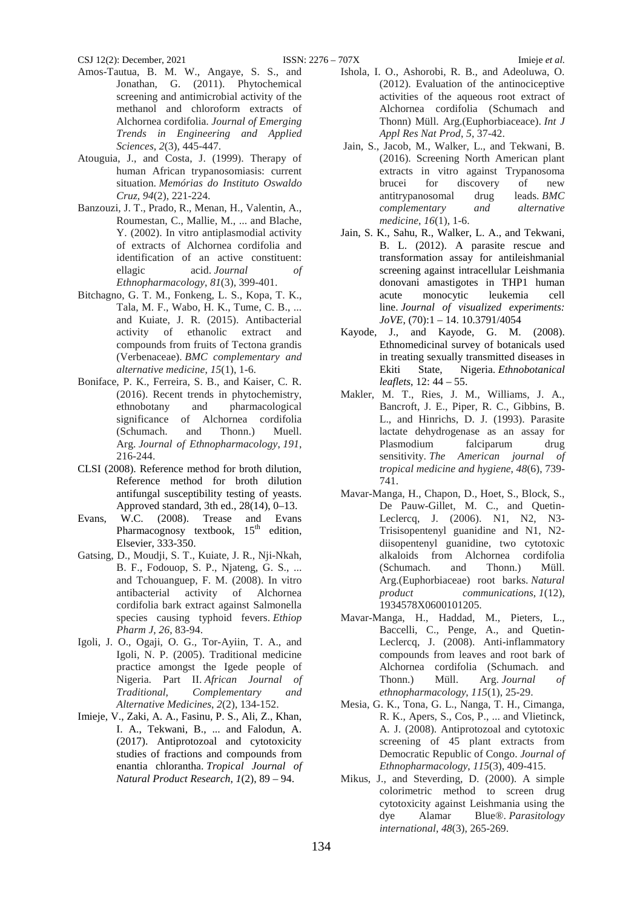Amos-Tautua, B. M. W., Angaye, S. S., and Jonathan, G. (2011). Phytochemical screening and antimicrobial activity of the methanol and chloroform extracts of Alchornea cordifolia. *Journal of Emerging Trends in Engineering and Applied Sciences*, *2*(3), 445-447.

Atouguia, J., and Costa, J. (1999). Therapy of human African trypanosomiasis: current situation. *Memórias do Instituto Oswaldo Cruz*, *94*(2), 221-224.

Banzouzi, J. T., Prado, R., Menan, H., Valentin, A., Roumestan, C., Mallie, M., ... and Blache, Y. (2002). In vitro antiplasmodial activity of extracts of Alchornea cordifolia and identification of an active constituent: ellagic acid. *Journal of Ethnopharmacology*, *81*(3), 399-401.

Bitchagno, G. T. M., Fonkeng, L. S., Kopa, T. K., Tala, M. F., Wabo, H. K., Tume, C. B., ... and Kuiate, J. R. (2015). Antibacterial activity of ethanolic extract and compounds from fruits of Tectona grandis (Verbenaceae). *BMC complementary and alternative medicine*, *15*(1), 1-6.

Boniface, P. K., Ferreira, S. B., and Kaiser, C. R. (2016). Recent trends in phytochemistry, ethnobotany and pharmacological significance of Alchornea cordifolia (Schumach. and Thonn.) Muell. Arg. *Journal of Ethnopharmacology*, *191*, 216-244.

CLSI (2008). Reference method for broth dilution, Reference method for broth dilution antifungal susceptibility testing of yeasts. Approved standard, 3th ed., 28(14), 0–13.

Evans, W.C. (2008). Trease and Evans Pharmacognosy textbook, 15th edition, Elsevier, 333-350.

Gatsing, D., Moudji, S. T., Kuiate, J. R., Nji-Nkah, B. F., Fodouop, S. P., Njateng, G. S., ... and Tchouanguep, F. M. (2008). In vitro antibacterial activity of Alchornea cordifolia bark extract against Salmonella species causing typhoid fevers. *Ethiop Pharm J*, *26*, 83-94.

Igoli, J. O., Ogaji, O. G., Tor-Ayiin, T. A., and Igoli, N. P. (2005). Traditional medicine practice amongst the Igede people of Nigeria. Part II. *African Journal of Traditional, Complementary and Alternative Medicines*, *2*(2), 134-152.

Imieje, V., Zaki, A. A., Fasinu, P. S., Ali, Z., Khan, I. A., Tekwani, B., ... and Falodun, A. (2017). Antiprotozoal and cytotoxicity studies of fractions and compounds from enantia chlorantha. *Tropical Journal of Natural Product Research*, *1*(2), 89 – 94.

Ishola, I. O., Ashorobi, R. B., and Adeoluwa, O. (2012). Evaluation of the antinociceptive activities of the aqueous root extract of Alchornea cordifolia (Schumach and Thonn) Müll. Arg.(Euphorbiaceace). *Int J Appl Res Nat Prod*, *5*, 37-42.

Jain, S., Jacob, M., Walker, L., and Tekwani, B. (2016). Screening North American plant extracts in vitro against Trypanosoma brucei for discovery of new antitrypanosomal drug leads. *BMC complementary and alternative medicine*, *16*(1), 1-6.

Jain, S. K., Sahu, R., Walker, L. A., and Tekwani, B. L. (2012). A parasite rescue and transformation assay for antileishmanial screening against intracellular Leishmania donovani amastigotes in THP1 human acute monocytic leukemia cell line. *Journal of visualized experiments: JoVE*, (70):1 – 14. 10.3791/4054

Kayode, J., and Kayode, G. M. (2008). Ethnomedicinal survey of botanicals used in treating sexually transmitted diseases in Ekiti State, Nigeria. *Ethnobotanical leaflets*, 12: 44 – 55.

Makler, M. T., Ries, J. M., Williams, J. A., Bancroft, J. E., Piper, R. C., Gibbins, B. L., and Hinrichs, D. J. (1993). Parasite lactate dehydrogenase as an assay for Plasmodium falciparum drug sensitivity. *The American journal of tropical medicine and hygiene*, *48*(6), 739-741.

Mavar-Manga, H., Chapon, D., Hoet, S., Block, S., De Pauw-Gillet, M. C., and Quetin-Leclercq, J. (2006). N1, N2, N3-Trisisopentenyl guanidine and N1, N2-diisopentenyl guanidine, two cytotoxic alkaloids from Alchornea cordifolia (Schumach. and Thonn.) Müll. Arg.(Euphorbiaceae) root barks. *Natural product communications*, *1*(12), 1934578X0600101205.

Mavar-Manga, H., Haddad, M., Pieters, L., Baccelli, C., Penge, A., and Quetin-Leclercq, J. (2008). Anti-inflammatory compounds from leaves and root bark of Alchornea cordifolia (Schumach. and Thonn.) Müll. Arg. *Journal of ethnopharmacology*, *115*(1), 25-29.

Mesia, G. K., Tona, G. L., Nanga, T. H., Cimanga, R. K., Apers, S., Cos, P., ... and Vlietinck, A. J. (2008). Antiprotozoal and cytotoxic screening of 45 plant extracts from Democratic Republic of Congo. *Journal of Ethnopharmacology*, *115*(3), 409-415.

Mikus, J., and Steverding, D. (2000). A simple colorimetric method to screen drug cytotoxicity against Leishmania using the dye Alamar Blue®. *Parasitology international*, *48*(3), 265-269.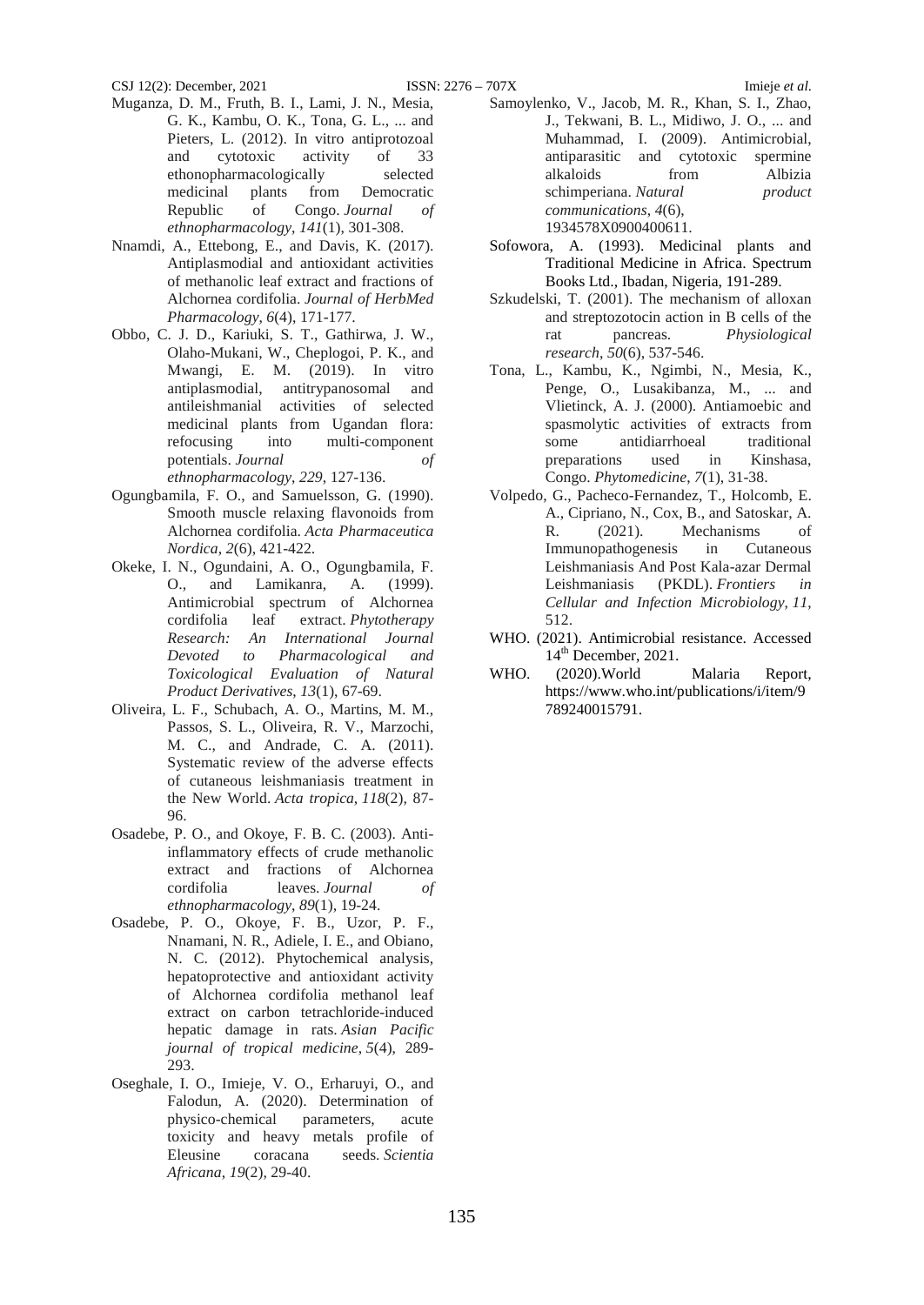Muganza, D. M., Fruth, B. I., Lami, J. N., Mesia, G. K., Kambu, O. K., Tona, G. L., ... and Pieters, L. (2012). In vitro antiprotozoal and cytotoxic activity of 33 ethonopharmacologically selected medicinal plants from Democratic Republic of Congo. *Journal of ethnopharmacology*, *141*(1), 301-308.

Nnamdi, A., Ettebong, E., and Davis, K. (2017). Antiplasmodial and antioxidant activities of methanolic leaf extract and fractions of Alchornea cordifolia. *Journal of HerbMed Pharmacology*, *6*(4), 171-177.

Obbo, C. J. D., Kariuki, S. T., Gathirwa, J. W., Olaho-Mukani, W., Cheplogoi, P. K., and Mwangi, E. M. (2019). In vitro antiplasmodial, antitrypanosomal and antileishmanial activities of selected medicinal plants from Ugandan flora: refocusing into multi-component potentials. *Journal of ethnopharmacology*, *229*, 127-136.

Ogungbamila, F. O., and Samuelsson, G. (1990). Smooth muscle relaxing flavonoids from Alchornea cordifolia. *Acta Pharmaceutica Nordica*, *2*(6), 421-422.

Okeke, I. N., Ogundaini, A. O., Ogungbamila, F. O., and Lamikanra, A. (1999). Antimicrobial spectrum of Alchornea cordifolia leaf extract. *Phytotherapy Research: An International Journal Devoted to Pharmacological and Toxicological Evaluation of Natural Product Derivatives*, *13*(1), 67-69.

Oliveira, L. F., Schubach, A. O., Martins, M. M., Passos, S. L., Oliveira, R. V., Marzochi, M. C., and Andrade, C. A. (2011). Systematic review of the adverse effects of cutaneous leishmaniasis treatment in the New World. *Acta tropica*, *118*(2), 87-96.

Osadebe, P. O., and Okoye, F. B. C. (2003). Anti-inflammatory effects of crude methanolic extract and fractions of Alchornea cordifolia leaves. *Journal of ethnopharmacology*, *89*(1), 19-24.

Osadebe, P. O., Okoye, F. B., Uzor, P. F., Nnamani, N. R., Adiele, I. E., and Obiano, N. C. (2012). Phytochemical analysis, hepatoprotective and antioxidant activity of Alchornea cordifolia methanol leaf extract on carbon tetrachloride-induced hepatic damage in rats. *Asian Pacific journal of tropical medicine*, *5*(4), 289-293.

Oseghale, I. O., Imieje, V. O., Erharuyi, O., and Falodun, A. (2020). Determination of physico-chemical parameters, acute toxicity and heavy metals profile of Eleusine coracana seeds. *Scientia Africana*, *19*(2), 29-40.

Samoylenko, V., Jacob, M. R., Khan, S. I., Zhao, J., Tekwani, B. L., Midiwo, J. O., ... and Muhammad, I. (2009). Antimicrobial, antiparasitic and cytotoxic spermine alkaloids from Albizia schimperiana. *Natural product communications*, *4*(6), 1934578X0900400611.

Sofowora, A. (1993). Medicinal plants and Traditional Medicine in Africa. Spectrum Books Ltd., Ibadan, Nigeria, 191-289.

Szkudelski, T. (2001). The mechanism of alloxan and streptozotocin action in B cells of the rat pancreas. *Physiological research*, *50*(6), 537-546.

Tona, L., Kambu, K., Ngimbi, N., Mesia, K., Penge, O., Lusakibanza, M., ... and Vlietinck, A. J. (2000). Antiamoebic and spasmolytic activities of extracts from some antidiarrhoeal traditional preparations used in Kinshasa, Congo. *Phytomedicine*, *7*(1), 31-38.

Volpedo, G., Pacheco-Fernandez, T., Holcomb, E. A., Cipriano, N., Cox, B., and Satoskar, A. R. (2021). Mechanisms of Immunopathogenesis in Cutaneous Leishmaniasis And Post Kala-azar Dermal Leishmaniasis (PKDL). *Frontiers in Cellular and Infection Microbiology*, *11*, 512.

WHO. (2021). Antimicrobial resistance. Accessed 14th December, 2021.

WHO. (2020).World Malaria Report, https://www.who.int/publications/i/item/9789240015791.